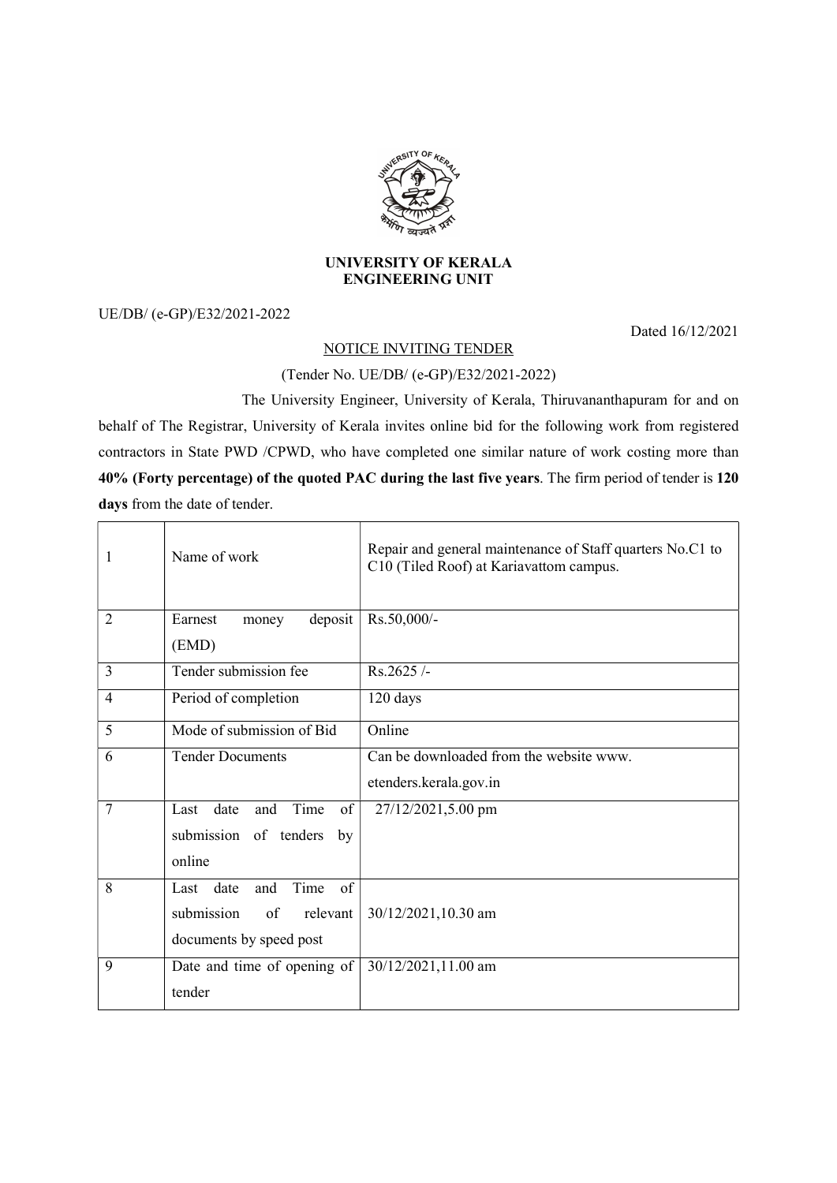**UNIVERSITY OF KERALA**
**ENGINEERING UNIT**

UE/DB/ (e-GP)/E32/2021-2022

Dated 16/12/2021

NOTICE INVITING TENDER

(Tender No. UE/DB/ (e-GP)/E32/2021-2022)

The University Engineer, University of Kerala, Thiruvananthapuram for and on behalf of The Registrar, University of Kerala invites online bid for the following work from registered contractors in State PWD /CPWD, who have completed one similar nature of work costing more than **40% (Forty percentage) of the quoted PAC during the last five years**. The firm period of tender is **120 days** from the date of tender.

| | | |
|---|---|---|
| 1 | Name of work | Repair and general maintenance of Staff quarters No.C1 to C10 (Tiled Roof) at Kariavattom campus. |
| 2 | Earnest money deposit (EMD) | Rs.50,000/- |
| 3 | Tender submission fee | Rs.2625 /- |
| 4 | Period of completion | 120 days |
| 5 | Mode of submission of Bid | Online |
| 6 | Tender Documents | Can be downloaded from the website www. etenders.kerala.gov.in |
| 7 | Last date and Time of submission of tenders by online | 27/12/2021,5.00 pm |
| 8 | Last date and Time of submission of relevant documents by speed post | 30/12/2021,10.30 am |
| 9 | Date and time of opening of tender | 30/12/2021,11.00 am |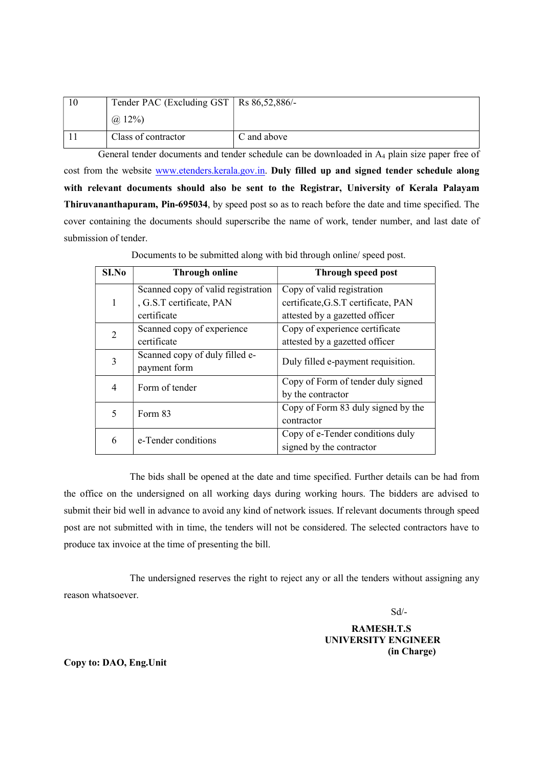| | | |
|---|---|---|
| 10 | Tender PAC (Excluding GST @ 12%) | Rs 86,52,886/- |
| 11 | Class of contractor | C and above |

General tender documents and tender schedule can be downloaded in $A_4$ plain size paper free of cost from the website www.etenders.kerala.gov.in. **Duly filled up and signed tender schedule along with relevant documents should also be sent to the Registrar, University of Kerala Palayam Thiruvananthapuram, Pin-695034**, by speed post so as to reach before the date and time specified. The cover containing the documents should superscribe the name of work, tender number, and last date of submission of tender.

Documents to be submitted along with bid through online/ speed post.

| SI.No | Through online | Through speed post |
|---|---|---|
| 1 | Scanned copy of valid registration , G.S.T certificate, PAN certificate | Copy of valid registration certificate,G.S.T certificate, PAN attested by a gazetted officer |
| 2 | Scanned copy of experience certificate | Copy of experience certificate attested by a gazetted officer |
| 3 | Scanned copy of duly filled e-payment form | Duly filled e-payment requisition. |
| 4 | Form of tender | Copy of Form of tender duly signed by the contractor |
| 5 | Form 83 | Copy of Form 83 duly signed by the contractor |
| 6 | e-Tender conditions | Copy of e-Tender conditions duly signed by the contractor |

The bids shall be opened at the date and time specified. Further details can be had from the office on the undersigned on all working days during working hours. The bidders are advised to submit their bid well in advance to avoid any kind of network issues. If relevant documents through speed post are not submitted with in time, the tenders will not be considered. The selected contractors have to produce tax invoice at the time of presenting the bill.

The undersigned reserves the right to reject any or all the tenders without assigning any reason whatsoever.

Sd/-

**RAMESH.T.S**
**UNIVERSITY ENGINEER**
**(in Charge)**

**Copy to: DAO, Eng.Unit**